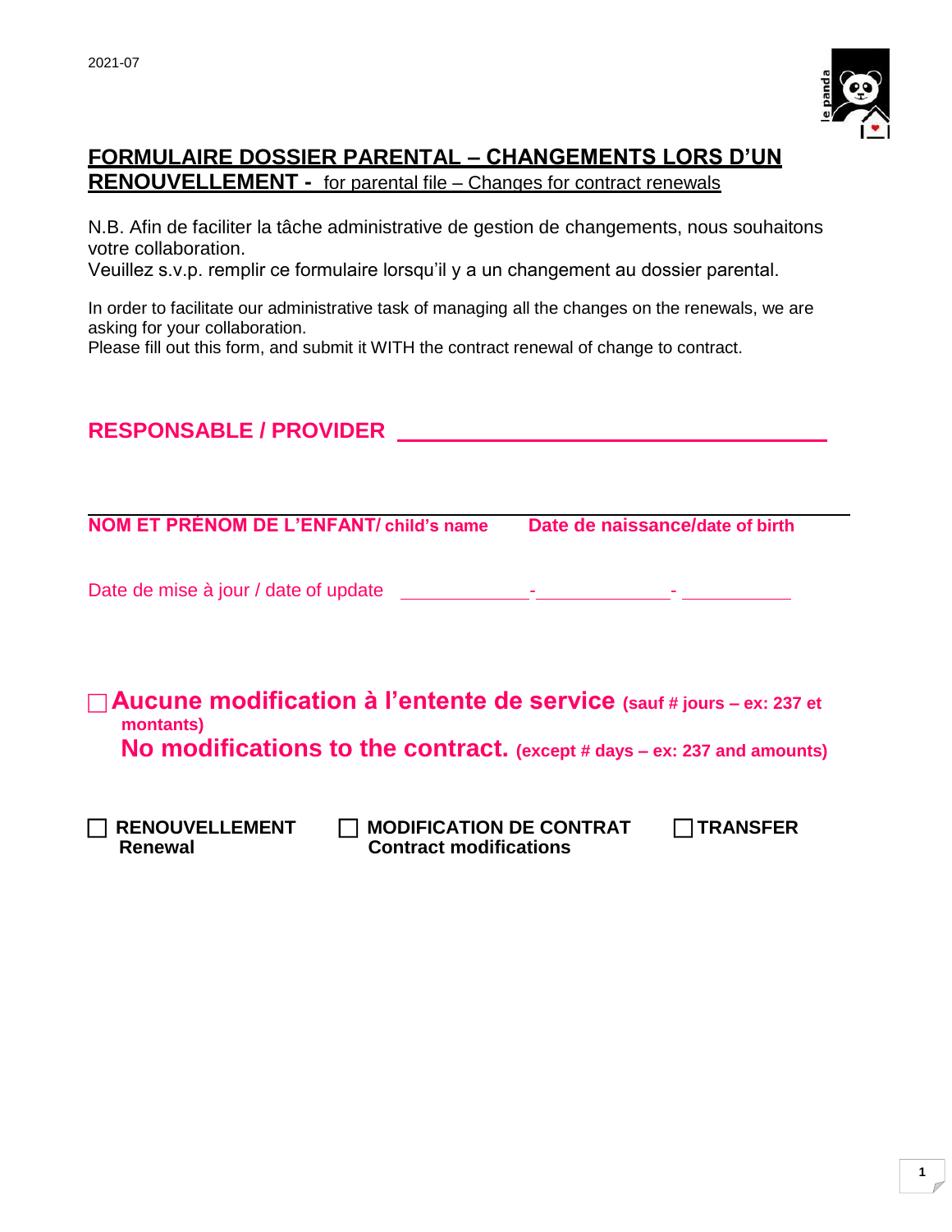2021-07

# FORMULAIRE DOSSIER PARENTAL – CHANGEMENTS LORS D'UN RENOUVELLEMENT - for parental file – Changes for contract renewals

N.B. Afin de faciliter la tâche administrative de gestion de changements, nous souhaitons votre collaboration.
Veuillez s.v.p. remplir ce formulaire lorsqu'il y a un changement au dossier parental.

In order to facilitate our administrative task of managing all the changes on the renewals, we are asking for your collaboration.
Please fill out this form, and submit it WITH the contract renewal of change to contract.

**RESPONSABLE / PROVIDER** ________________________________

________________________________________________________________

**NOM ET PRÉNOM DE L'ENFANT/ child's name** **Date de naissance/date of birth**

Date de mise à jour / date of update ____________-____________-__________

☐ **Aucune modification à l'entente de service (sauf # jours – ex: 237 et montants)**
**No modifications to the contract. (except # days – ex: 237 and amounts)**

☐ **RENOUVELLEMENT Renewal** ☐ **MODIFICATION DE CONTRAT Contract modifications** ☐ **TRANSFER**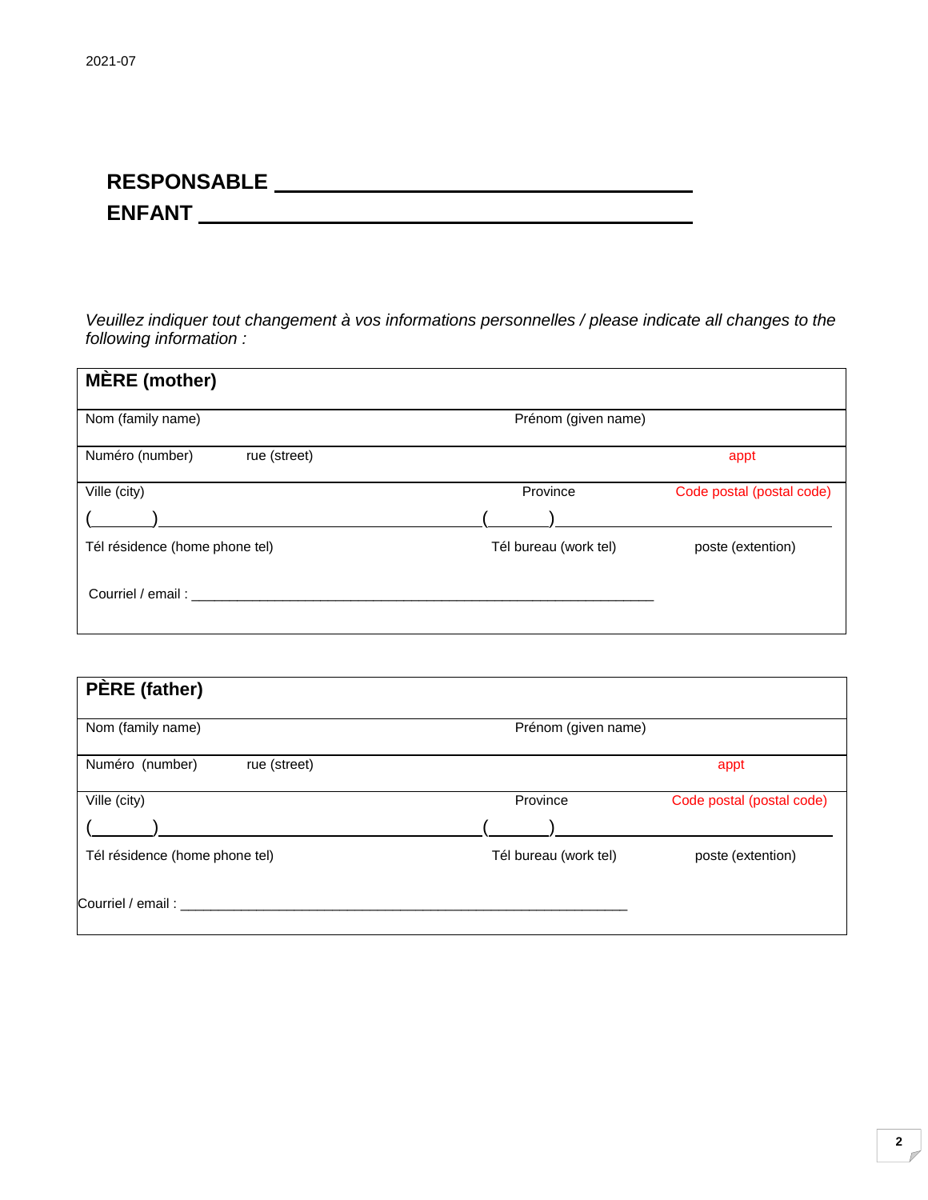2021-07

**RESPONSABLE** ________________________________________

**ENFANT** ___________________________________________

*Veuillez indiquer tout changement à vos informations personnelles / please indicate all changes to the following information :*

| **MÈRE (mother)** | | |
|---|---|---|
| Nom (family name) | Prénom (given name) | |
| Numéro (number) rue (street) | | appt |
| Ville (city) | Province | Code postal (postal code) |
| (\_\_\_\_\_\_\_)\_\_\_\_\_\_\_\_\_\_\_\_\_\_\_\_\_\_\_\_\_\_\_\_\_\_\_\_\_ | (\_\_\_\_\_\_\_)\_\_\_\_\_\_\_\_\_\_\_\_\_\_\_\_\_\_\_\_ | |
| Tél résidence (home phone tel) | Tél bureau (work tel) | poste (extention) |
| Courriel / email : \_\_\_\_\_\_\_\_\_\_\_\_\_\_\_\_\_\_\_\_\_\_\_\_\_\_\_\_\_\_\_\_\_\_\_\_\_\_\_\_\_\_\_\_\_\_\_\_\_\_\_\_\_\_ | | |

| **PÈRE (father)** | | |
|---|---|---|
| Nom (family name) | Prénom (given name) | |
| Numéro (number) rue (street) | | appt |
| Ville (city) | Province | Code postal (postal code) |
| (\_\_\_\_\_\_\_)\_\_\_\_\_\_\_\_\_\_\_\_\_\_\_\_\_\_\_\_\_\_\_\_\_\_\_\_\_ | (\_\_\_\_\_\_\_)\_\_\_\_\_\_\_\_\_\_\_\_\_\_\_\_\_\_\_\_ | |
| Tél résidence (home phone tel) | Tél bureau (work tel) | poste (extention) |
| Courriel / email : \_\_\_\_\_\_\_\_\_\_\_\_\_\_\_\_\_\_\_\_\_\_\_\_\_\_\_\_\_\_\_\_\_\_\_\_\_\_\_\_\_\_\_\_\_\_\_\_\_\_\_\_\_\_ | | |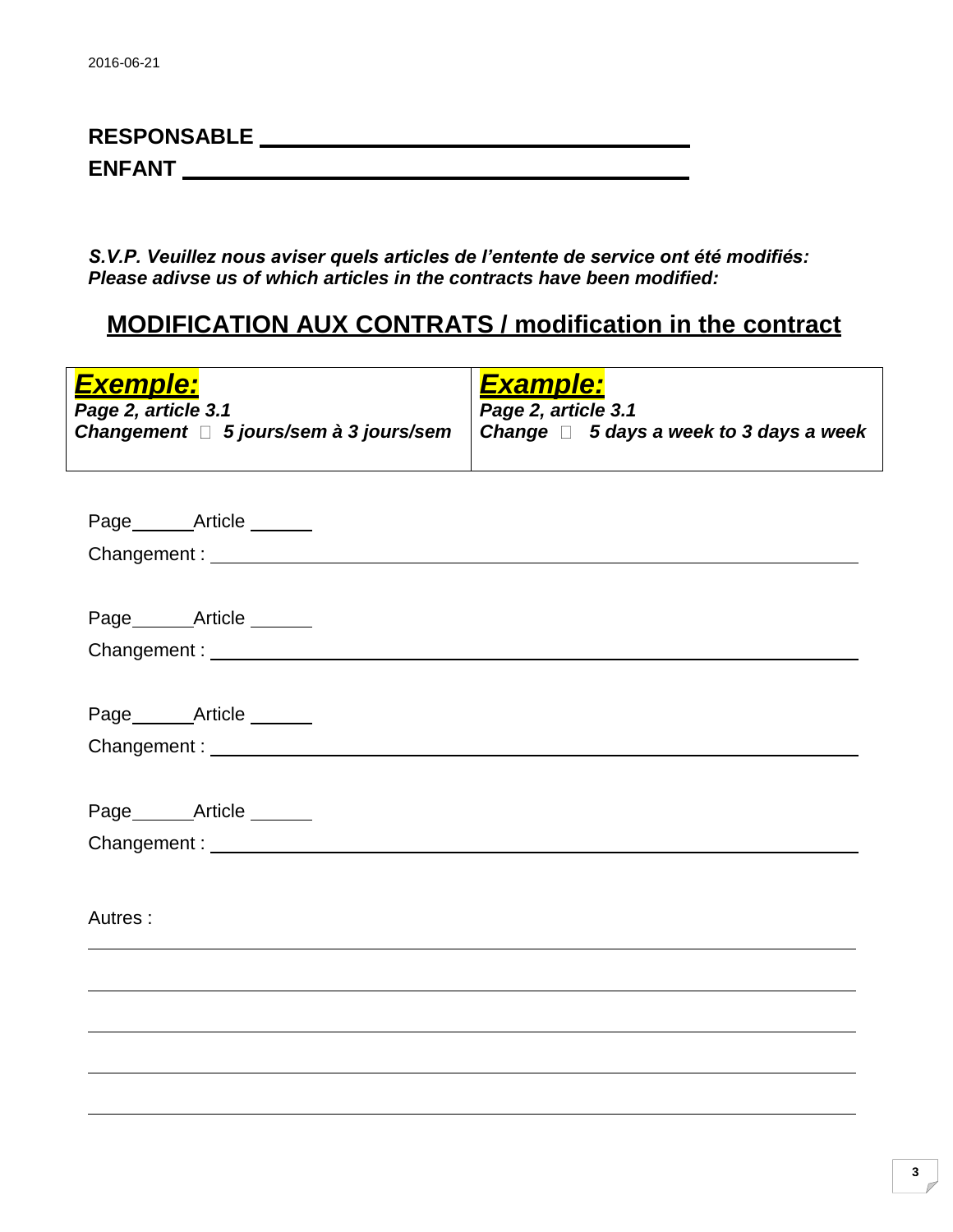2016-06-21

**RESPONSABLE** ______________________________________

**ENFANT** ___________________________________________

***S.V.P. Veuillez nous aviser quels articles de l'entente de service ont été modifiés:***
***Please adivse us of which articles in the contracts have been modified:***

## MODIFICATION AUX CONTRATS / modification in the contract

| | |
|---|---|
| ***Exemple:***<br>***Page 2, article 3.1***<br>***Changement □ 5 jours/sem à 3 jours/sem*** | ***Example:***<br>***Page 2, article 3.1***<br>***Change □ 5 days a week to 3 days a week*** |

Page______Article ______

Changement : ____________________________________________________________

Page______Article ______

Changement : ____________________________________________________________

Page______Article ______

Changement : ____________________________________________________________

Page______Article ______

Changement : ____________________________________________________________

Autres :

______________________________________________________________________

______________________________________________________________________

______________________________________________________________________

______________________________________________________________________

______________________________________________________________________